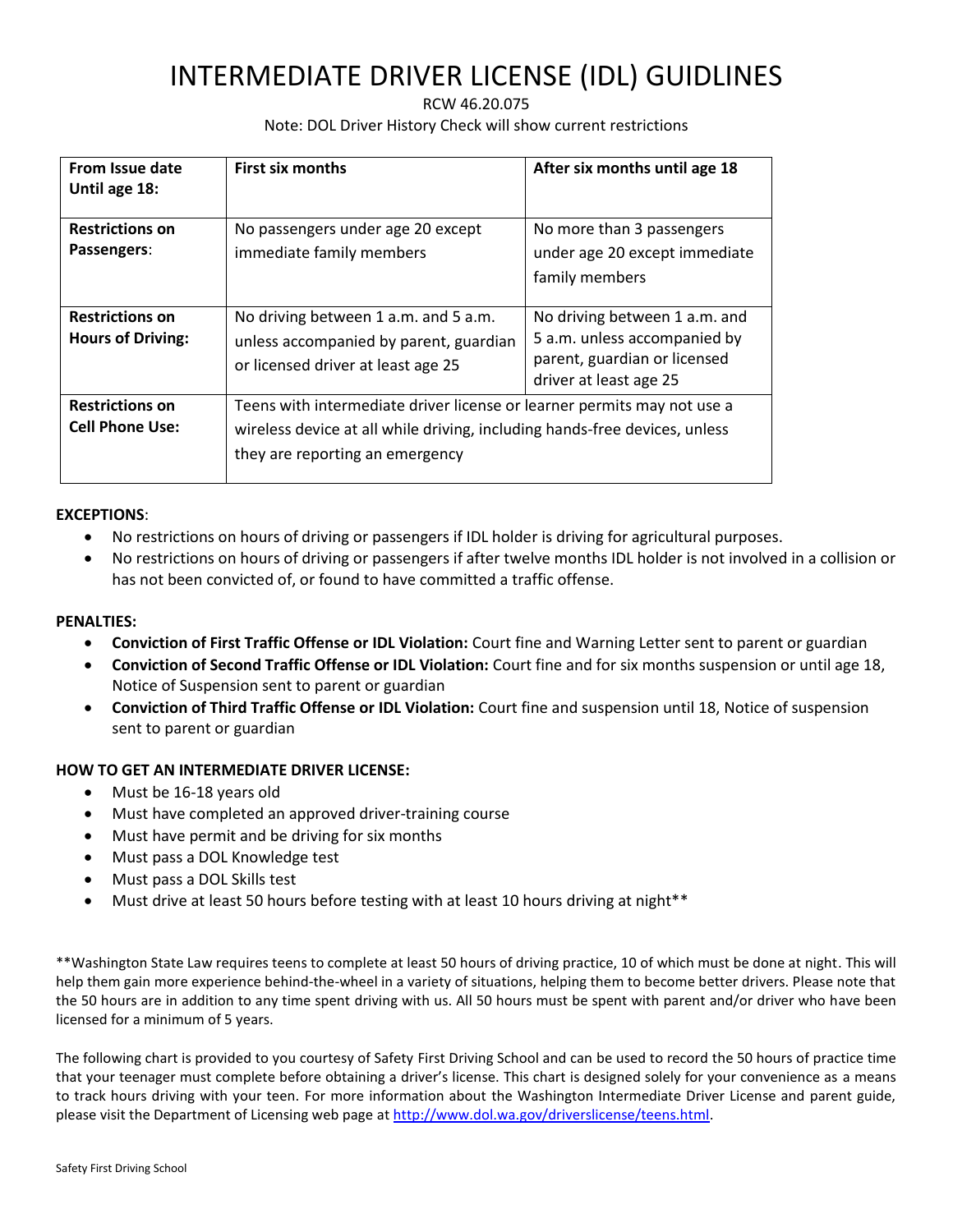# INTERMEDIATE DRIVER LICENSE (IDL) GUIDLINES

RCW 46.20.075

Note: DOL Driver History Check will show current restrictions

| From Issue date Until age 18: | First six months | After six months until age 18 |
|---|---|---|
| **Restrictions on Passengers**: | No passengers under age 20 except immediate family members | No more than 3 passengers under age 20 except immediate family members |
| **Restrictions on Hours of Driving:** | No driving between 1 a.m. and 5 a.m. unless accompanied by parent, guardian or licensed driver at least age 25 | No driving between 1 a.m. and 5 a.m. unless accompanied by parent, guardian or licensed driver at least age 25 |
| **Restrictions on Cell Phone Use:** | Teens with intermediate driver license or learner permits may not use a wireless device at all while driving, including hands-free devices, unless they are reporting an emergency | |

**EXCEPTIONS**:

- No restrictions on hours of driving or passengers if IDL holder is driving for agricultural purposes.
- No restrictions on hours of driving or passengers if after twelve months IDL holder is not involved in a collision or has not been convicted of, or found to have committed a traffic offense.

**PENALTIES:**

- **Conviction of First Traffic Offense or IDL Violation:** Court fine and Warning Letter sent to parent or guardian
- **Conviction of Second Traffic Offense or IDL Violation:** Court fine and for six months suspension or until age 18, Notice of Suspension sent to parent or guardian
- **Conviction of Third Traffic Offense or IDL Violation:** Court fine and suspension until 18, Notice of suspension sent to parent or guardian

**HOW TO GET AN INTERMEDIATE DRIVER LICENSE:**

- Must be 16-18 years old
- Must have completed an approved driver-training course
- Must have permit and be driving for six months
- Must pass a DOL Knowledge test
- Must pass a DOL Skills test
- Must drive at least 50 hours before testing with at least 10 hours driving at night**

**Washington State Law requires teens to complete at least 50 hours of driving practice, 10 of which must be done at night. This will help them gain more experience behind-the-wheel in a variety of situations, helping them to become better drivers. Please note that the 50 hours are in addition to any time spent driving with us. All 50 hours must be spent with parent and/or driver who have been licensed for a minimum of 5 years.

The following chart is provided to you courtesy of Safety First Driving School and can be used to record the 50 hours of practice time that your teenager must complete before obtaining a driver's license. This chart is designed solely for your convenience as a means to track hours driving with your teen. For more information about the Washington Intermediate Driver License and parent guide, please visit the Department of Licensing web page at http://www.dol.wa.gov/driverslicense/teens.html.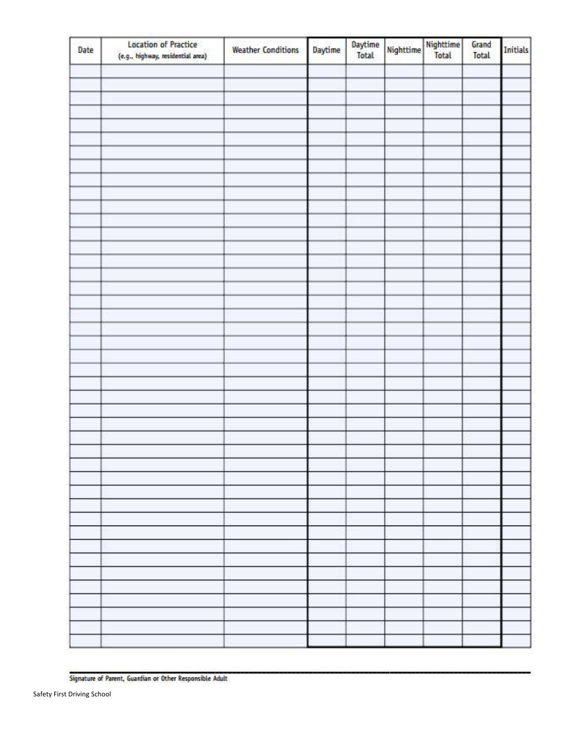| Date | Location of Practice (e.g., highway, residential area) | Weather Conditions | Daytime | Daytime Total | Nighttime | Nighttime Total | Grand Total | Initials |
|---|---|---|---|---|---|---|---|---|
| | | | | | | | | |
| | | | | | | | | |
| | | | | | | | | |
| | | | | | | | | |
| | | | | | | | | |
| | | | | | | | | |
| | | | | | | | | |
| | | | | | | | | |
| | | | | | | | | |
| | | | | | | | | |
| | | | | | | | | |
| | | | | | | | | |
| | | | | | | | | |
| | | | | | | | | |
| | | | | | | | | |
| | | | | | | | | |
| | | | | | | | | |
| | | | | | | | | |
| | | | | | | | | |
| | | | | | | | | |
| | | | | | | | | |
| | | | | | | | | |
| | | | | | | | | |
| | | | | | | | | |
| | | | | | | | | |
| | | | | | | | | |
| | | | | | | | | |
| | | | | | | | | |
| | | | | | | | | |
| | | | | | | | | |
| | | | | | | | | |
| | | | | | | | | |
| | | | | | | | | |
| | | | | | | | | |
| | | | | | | | | |
| | | | | | | | | |
| | | | | | | | | |
| | | | | | | | | |
| | | | | | | | | |
| | | | | | | | | |
| | | | | | | | | |
| | | | | | | | | |
| | | | | | | | | |

Signature of Parent, Guardian or Other Responsible Adult